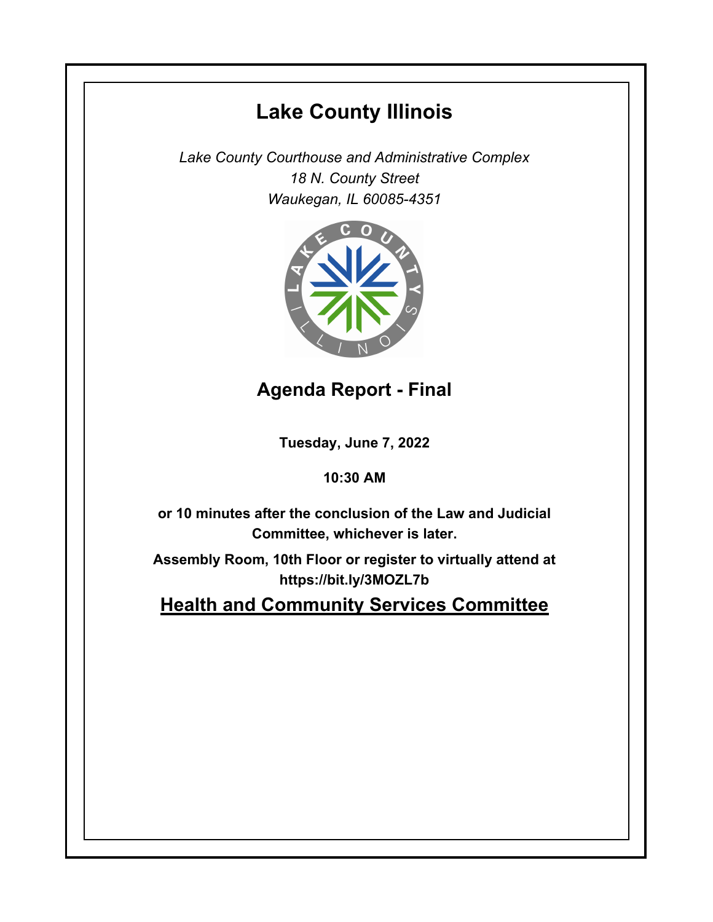# Lake County Illinois

*Lake County Courthouse and Administrative Complex*
*18 N. County Street*
*Waukegan, IL 60085-4351*

## Agenda Report - Final

**Tuesday, June 7, 2022**

**10:30 AM**

**or 10 minutes after the conclusion of the Law and Judicial Committee, whichever is later.**

**Assembly Room, 10th Floor or register to virtually attend at https://bit.ly/3MOZL7b**

## Health and Community Services Committee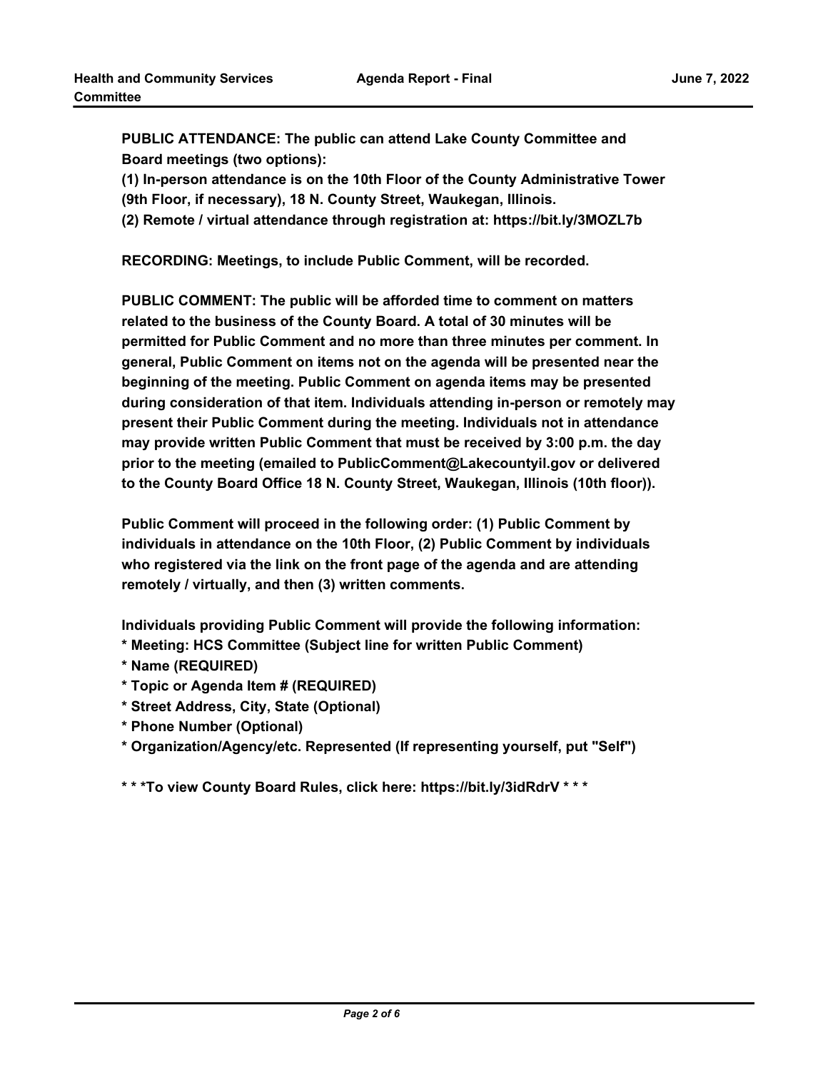**PUBLIC ATTENDANCE: The public can attend Lake County Committee and Board meetings (two options):**
**(1) In-person attendance is on the 10th Floor of the County Administrative Tower (9th Floor, if necessary), 18 N. County Street, Waukegan, Illinois.**
**(2) Remote / virtual attendance through registration at: https://bit.ly/3MOZL7b**

**RECORDING: Meetings, to include Public Comment, will be recorded.**

**PUBLIC COMMENT: The public will be afforded time to comment on matters related to the business of the County Board. A total of 30 minutes will be permitted for Public Comment and no more than three minutes per comment. In general, Public Comment on items not on the agenda will be presented near the beginning of the meeting. Public Comment on agenda items may be presented during consideration of that item. Individuals attending in-person or remotely may present their Public Comment during the meeting. Individuals not in attendance may provide written Public Comment that must be received by 3:00 p.m. the day prior to the meeting (emailed to PublicComment@Lakecountyil.gov or delivered to the County Board Office 18 N. County Street, Waukegan, Illinois (10th floor)).**

**Public Comment will proceed in the following order: (1) Public Comment by individuals in attendance on the 10th Floor, (2) Public Comment by individuals who registered via the link on the front page of the agenda and are attending remotely / virtually, and then (3) written comments.**

**Individuals providing Public Comment will provide the following information:**
**\* Meeting: HCS Committee (Subject line for written Public Comment)**
**\* Name (REQUIRED)**
**\* Topic or Agenda Item # (REQUIRED)**
**\* Street Address, City, State (Optional)**
**\* Phone Number (Optional)**
**\* Organization/Agency/etc. Represented (If representing yourself, put "Self")**

**\* \* \*To view County Board Rules, click here: https://bit.ly/3idRdrV \* \* \***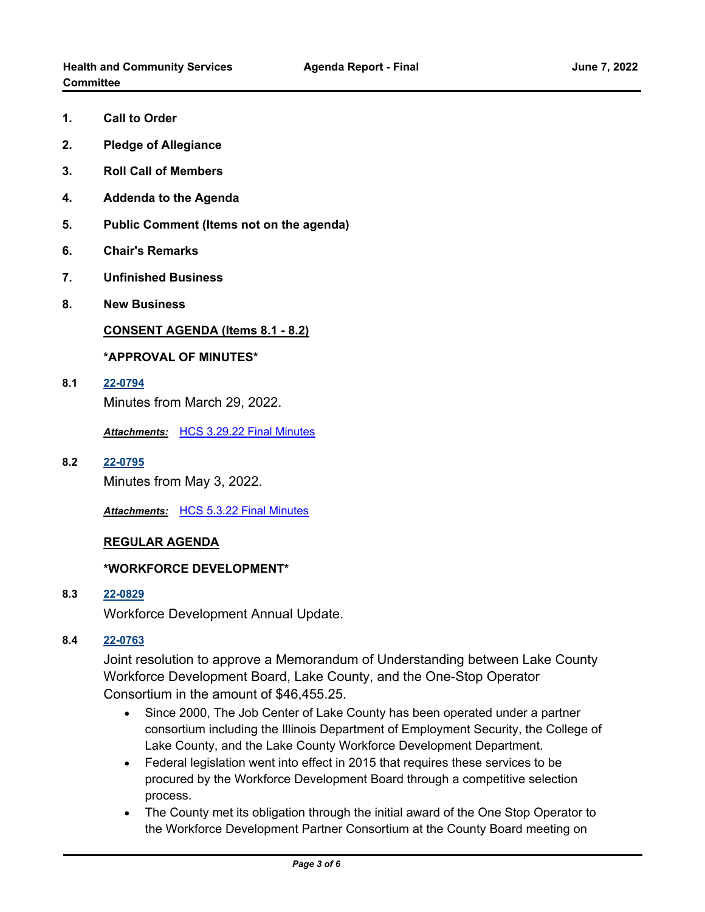**1. Call to Order**

**2. Pledge of Allegiance**

**3. Roll Call of Members**

**4. Addenda to the Agenda**

**5. Public Comment (Items not on the agenda)**

**6. Chair's Remarks**

**7. Unfinished Business**

**8. New Business**

**CONSENT AGENDA (Items 8.1 - 8.2)**

**\*APPROVAL OF MINUTES\***

**8.1** [22-0794]

Minutes from March 29, 2022.

***Attachments:*** HCS 3.29.22 Final Minutes

**8.2** [22-0795]

Minutes from May 3, 2022.

***Attachments:*** HCS 5.3.22 Final Minutes

**REGULAR AGENDA**

**\*WORKFORCE DEVELOPMENT\***

**8.3** [22-0829]

Workforce Development Annual Update.

**8.4** [22-0763]

Joint resolution to approve a Memorandum of Understanding between Lake County Workforce Development Board, Lake County, and the One-Stop Operator Consortium in the amount of $46,455.25.

- Since 2000, The Job Center of Lake County has been operated under a partner consortium including the Illinois Department of Employment Security, the College of Lake County, and the Lake County Workforce Development Department.
- Federal legislation went into effect in 2015 that requires these services to be procured by the Workforce Development Board through a competitive selection process.
- The County met its obligation through the initial award of the One Stop Operator to the Workforce Development Partner Consortium at the County Board meeting on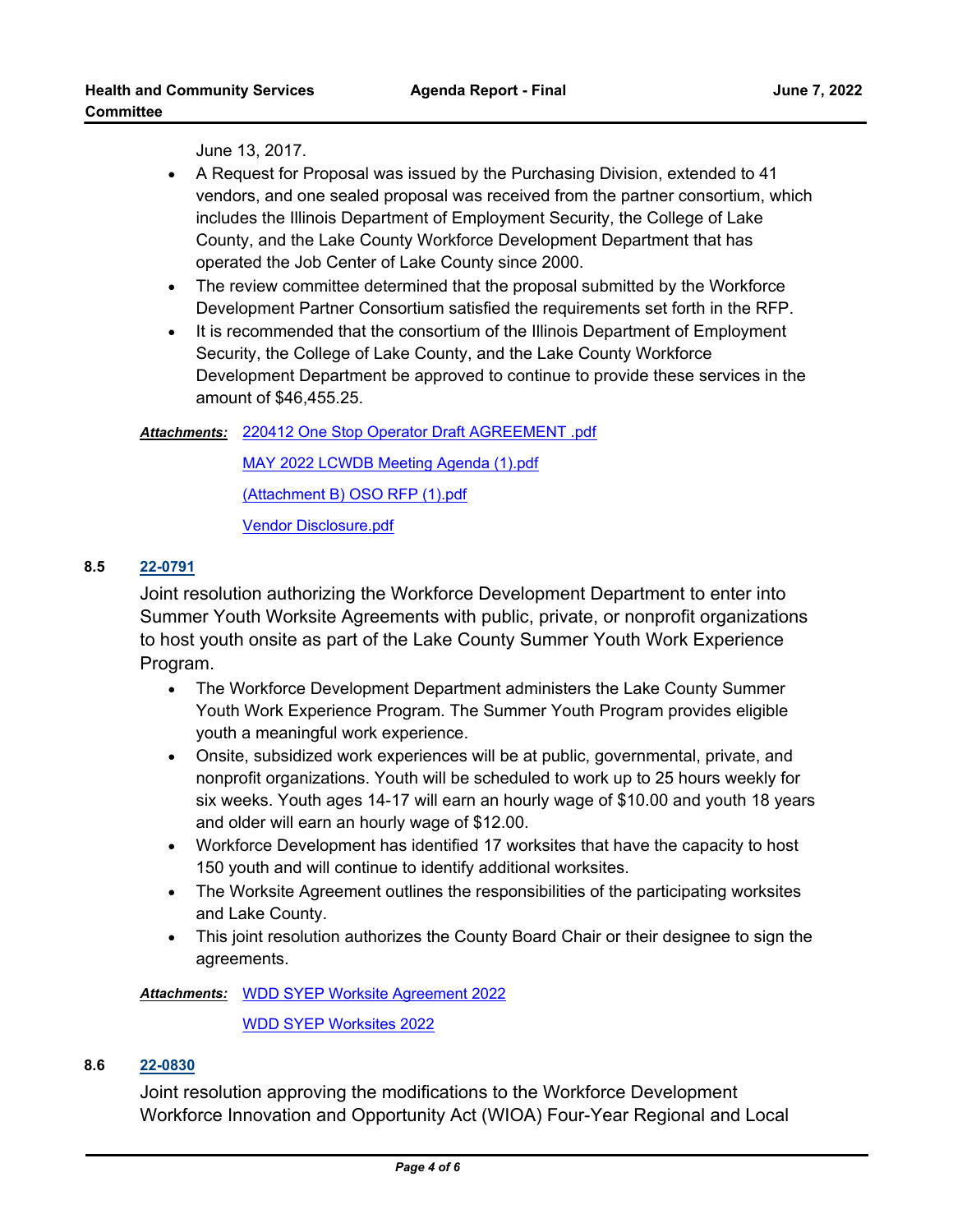June 13, 2017.

- A Request for Proposal was issued by the Purchasing Division, extended to 41 vendors, and one sealed proposal was received from the partner consortium, which includes the Illinois Department of Employment Security, the College of Lake County, and the Lake County Workforce Development Department that has operated the Job Center of Lake County since 2000.
- The review committee determined that the proposal submitted by the Workforce Development Partner Consortium satisfied the requirements set forth in the RFP.
- It is recommended that the consortium of the Illinois Department of Employment Security, the College of Lake County, and the Lake County Workforce Development Department be approved to continue to provide these services in the amount of $46,455.25.

***Attachments:*** 220412 One Stop Operator Draft AGREEMENT .pdf

MAY 2022 LCWDB Meeting Agenda (1).pdf

(Attachment B) OSO RFP (1).pdf

Vendor Disclosure.pdf

**8.5 22-0791**

Joint resolution authorizing the Workforce Development Department to enter into Summer Youth Worksite Agreements with public, private, or nonprofit organizations to host youth onsite as part of the Lake County Summer Youth Work Experience Program.

- The Workforce Development Department administers the Lake County Summer Youth Work Experience Program. The Summer Youth Program provides eligible youth a meaningful work experience.
- Onsite, subsidized work experiences will be at public, governmental, private, and nonprofit organizations. Youth will be scheduled to work up to 25 hours weekly for six weeks. Youth ages 14-17 will earn an hourly wage of $10.00 and youth 18 years and older will earn an hourly wage of $12.00.
- Workforce Development has identified 17 worksites that have the capacity to host 150 youth and will continue to identify additional worksites.
- The Worksite Agreement outlines the responsibilities of the participating worksites and Lake County.
- This joint resolution authorizes the County Board Chair or their designee to sign the agreements.

***Attachments:*** WDD SYEP Worksite Agreement 2022

WDD SYEP Worksites 2022

**8.6 22-0830**

Joint resolution approving the modifications to the Workforce Development Workforce Innovation and Opportunity Act (WIOA) Four-Year Regional and Local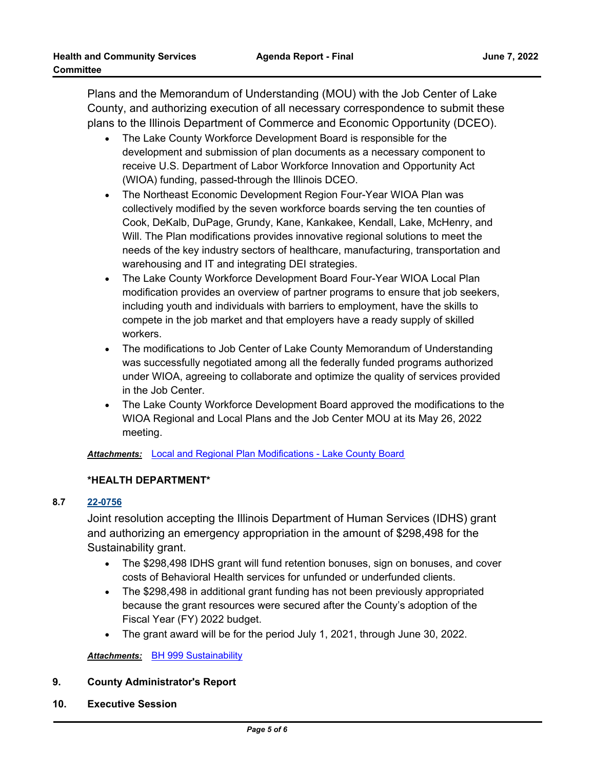Plans and the Memorandum of Understanding (MOU) with the Job Center of Lake County, and authorizing execution of all necessary correspondence to submit these plans to the Illinois Department of Commerce and Economic Opportunity (DCEO).

- The Lake County Workforce Development Board is responsible for the development and submission of plan documents as a necessary component to receive U.S. Department of Labor Workforce Innovation and Opportunity Act (WIOA) funding, passed-through the Illinois DCEO.
- The Northeast Economic Development Region Four-Year WIOA Plan was collectively modified by the seven workforce boards serving the ten counties of Cook, DeKalb, DuPage, Grundy, Kane, Kankakee, Kendall, Lake, McHenry, and Will. The Plan modifications provides innovative regional solutions to meet the needs of the key industry sectors of healthcare, manufacturing, transportation and warehousing and IT and integrating DEI strategies.
- The Lake County Workforce Development Board Four-Year WIOA Local Plan modification provides an overview of partner programs to ensure that job seekers, including youth and individuals with barriers to employment, have the skills to compete in the job market and that employers have a ready supply of skilled workers.
- The modifications to Job Center of Lake County Memorandum of Understanding was successfully negotiated among all the federally funded programs authorized under WIOA, agreeing to collaborate and optimize the quality of services provided in the Job Center.
- The Lake County Workforce Development Board approved the modifications to the WIOA Regional and Local Plans and the Job Center MOU at its May 26, 2022 meeting.

***Attachments:*** Local and Regional Plan Modifications - Lake County Board

**\*HEALTH DEPARTMENT\***

**8.7** **22-0756**

Joint resolution accepting the Illinois Department of Human Services (IDHS) grant and authorizing an emergency appropriation in the amount of $298,498 for the Sustainability grant.

- The $298,498 IDHS grant will fund retention bonuses, sign on bonuses, and cover costs of Behavioral Health services for unfunded or underfunded clients.
- The $298,498 in additional grant funding has not been previously appropriated because the grant resources were secured after the County's adoption of the Fiscal Year (FY) 2022 budget.
- The grant award will be for the period July 1, 2021, through June 30, 2022.

***Attachments:*** BH 999 Sustainability

**9. County Administrator's Report**

**10. Executive Session**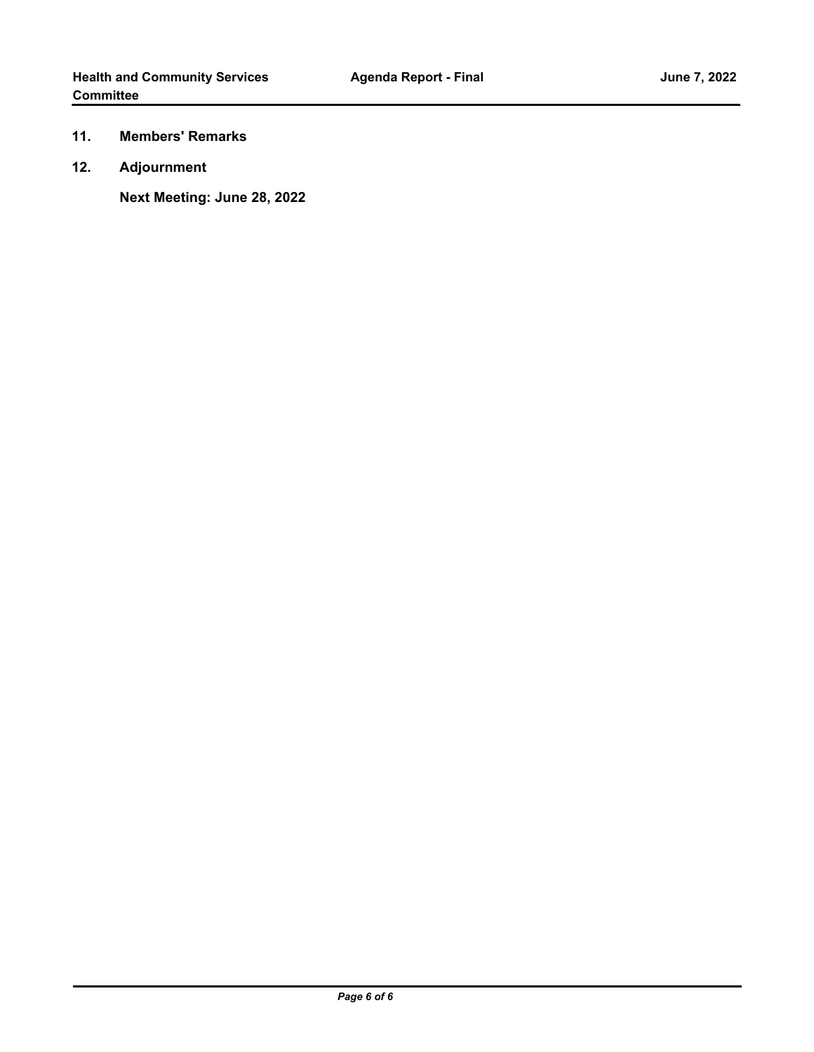**11. Members' Remarks**

**12. Adjournment**

**Next Meeting: June 28, 2022**